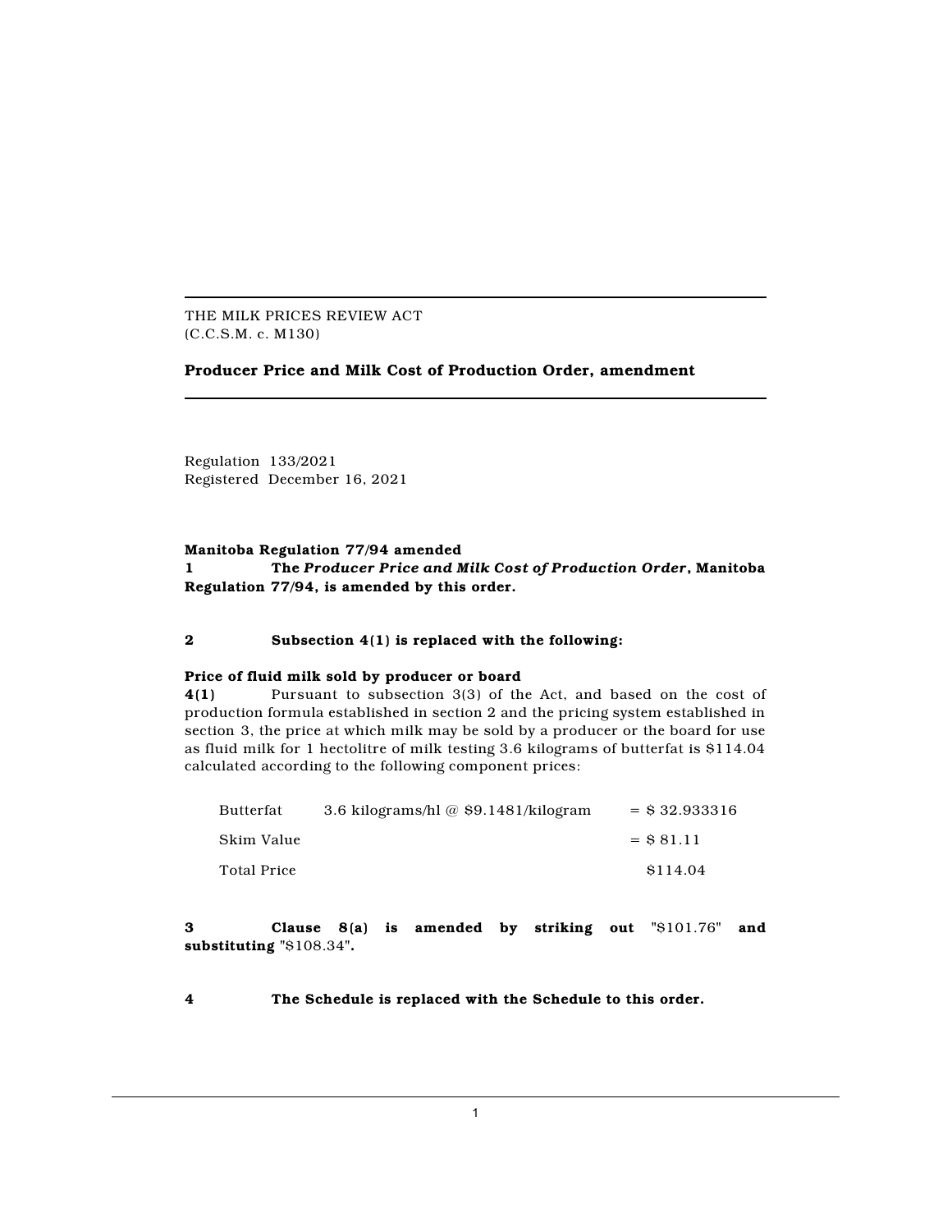THE MILK PRICES REVIEW ACT
(C.C.S.M. c. M130)

**Producer Price and Milk Cost of Production Order, amendment**

Regulation 133/2021
Registered December 16, 2021

**Manitoba Regulation 77/94 amended**

**1** **The *Producer Price and Milk Cost of Production Order*, Manitoba Regulation 77/94, is amended by this order.**

**2** **Subsection 4(1) is replaced with the following:**

**Price of fluid milk sold by producer or board**

**4(1)** Pursuant to subsection 3(3) of the Act, and based on the cost of production formula established in section 2 and the pricing system established in section 3, the price at which milk may be sold by a producer or the board for use as fluid milk for 1 hectolitre of milk testing 3.6 kilograms of butterfat is $114.04 calculated according to the following component prices:

| | | |
|---|---|---|
| Butterfat | 3.6 kilograms/hl @ $9.1481/kilogram | = $ 32.933316 |
| Skim Value | | = $ 81.11 |
| Total Price | | $114.04 |

**3** **Clause 8(a) is amended by striking out** "$101.76" **and substituting** "$108.34"**.**

**4** **The Schedule is replaced with the Schedule to this order.**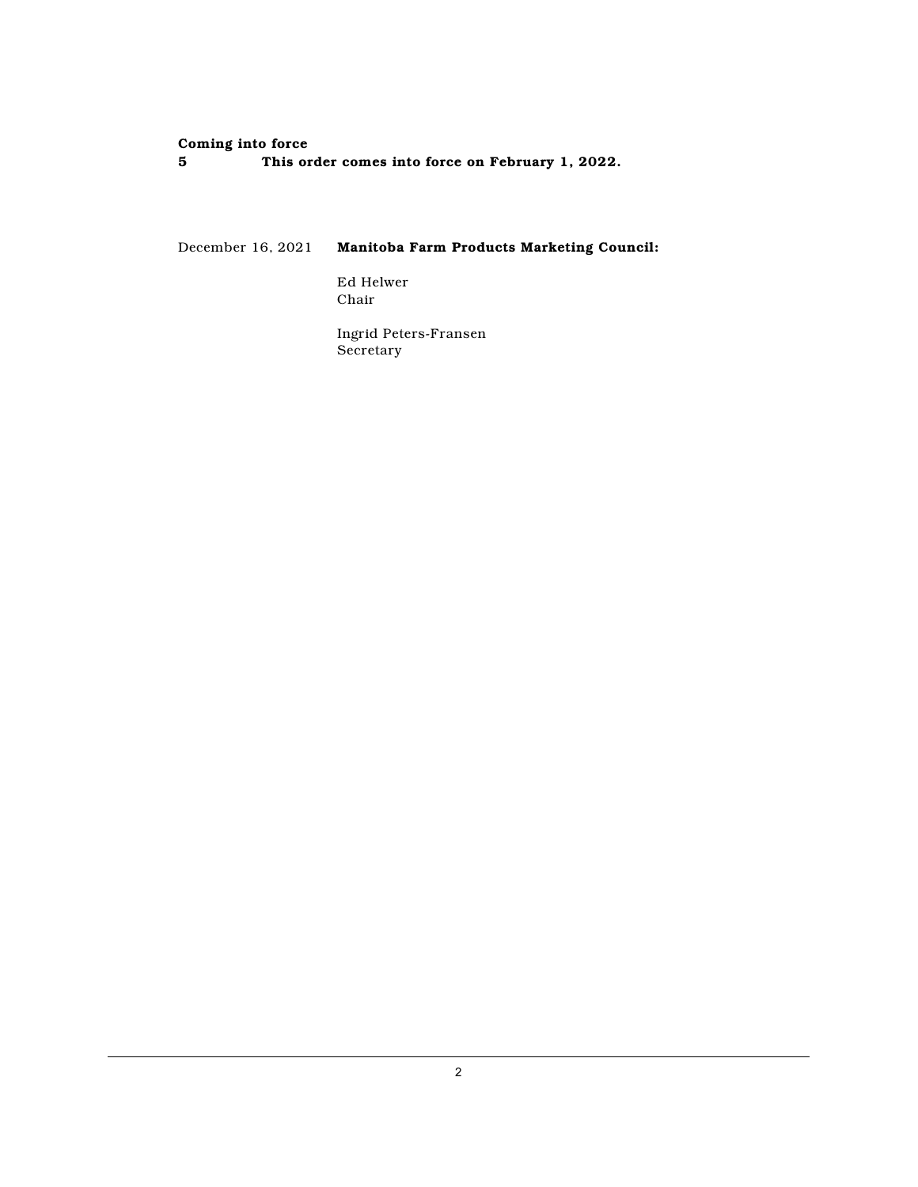**Coming into force**

**5 This order comes into force on February 1, 2022.**

December 16, 2021 **Manitoba Farm Products Marketing Council:**

Ed Helwer
Chair

Ingrid Peters-Fransen
Secretary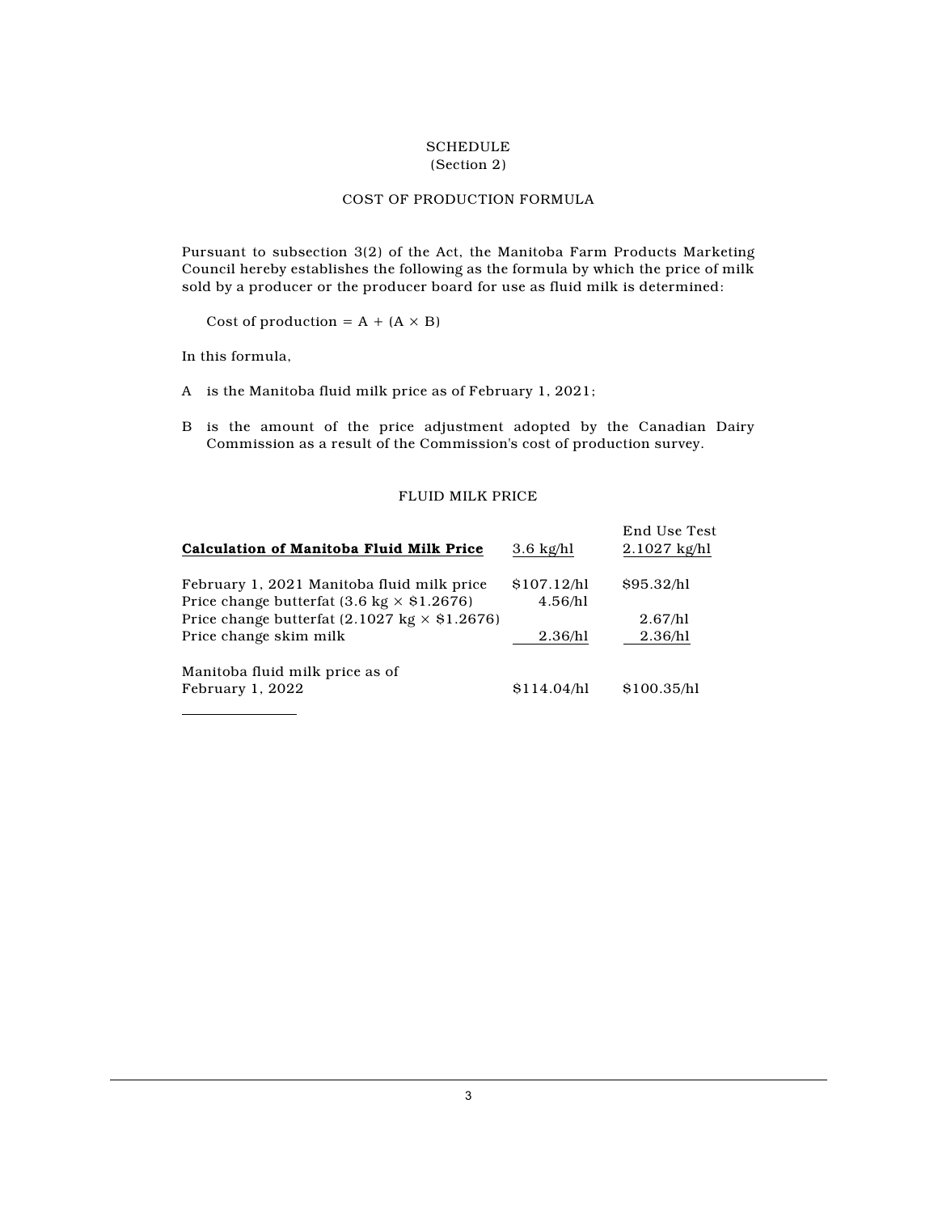SCHEDULE
(Section 2)

COST OF PRODUCTION FORMULA

Pursuant to subsection 3(2) of the Act, the Manitoba Farm Products Marketing Council hereby establishes the following as the formula by which the price of milk sold by a producer or the producer board for use as fluid milk is determined:

Cost of production = A + (A × B)

In this formula,

A is the Manitoba fluid milk price as of February 1, 2021;

B is the amount of the price adjustment adopted by the Canadian Dairy Commission as a result of the Commission's cost of production survey.

FLUID MILK PRICE

| **Calculation of Manitoba Fluid Milk Price** | 3.6 kg/hl | End Use Test 2.1027 kg/hl |
|---|---|---|
| February 1, 2021 Manitoba fluid milk price | $107.12/hl | $95.32/hl |
| Price change butterfat (3.6 kg × $1.2676) | 4.56/hl | |
| Price change butterfat (2.1027 kg × $1.2676) | | 2.67/hl |
| Price change skim milk | 2.36/hl | 2.36/hl |
| Manitoba fluid milk price as of February 1, 2022 | $114.04/hl | $100.35/hl |